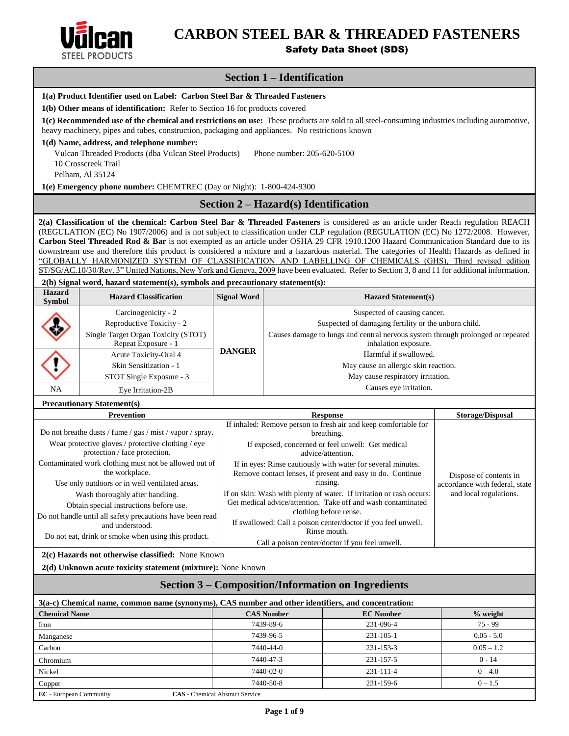# CARBON STEEL BAR & THREADED FASTENERS

## Safety Data Sheet (SDS)

## Section 1 – Identification

**1(a) Product Identifier used on Label: Carbon Steel Bar & Threaded Fasteners**

**1(b) Other means of identification:** Refer to Section 16 for products covered

**1(c) Recommended use of the chemical and restrictions on use:** These products are sold to all steel-consuming industries including automotive, heavy machinery, pipes and tubes, construction, packaging and appliances. No restrictions known

**1(d) Name, address, and telephone number:**

Vulcan Threaded Products (dba Vulcan Steel Products) Phone number: 205-620-5100
10 Crosscreek Trail
Pelham, Al 35124

**1(e) Emergency phone number:** CHEMTREC (Day or Night): 1-800-424-9300

## Section 2 – Hazard(s) Identification

**2(a) Classification of the chemical: Carbon Steel Bar & Threaded Fasteners** is considered as an article under Reach regulation REACH (REGULATION (EC) No 1907/2006) and is not subject to classification under CLP regulation (REGULATION (EC) No 1272/2008. However, **Carbon Steel Threaded Rod & Bar** is not exempted as an article under OSHA 29 CFR 1910.1200 Hazard Communication Standard due to its downstream use and therefore this product is considered a mixture and a hazardous material. The categories of Health Hazards as defined in "GLOBALLY HARMONIZED SYSTEM OF CLASSIFICATION AND LABELLING OF CHEMICALS (GHS), Third revised edition ST/SG/AC.10/30/Rev. 3" United Nations, New York and Geneva, 2009 have been evaluated. Refer to Section 3, 8 and 11 for additional information.

**2(b) Signal word, hazard statement(s), symbols and precautionary statement(s):**

| Hazard Symbol | Hazard Classification | Signal Word | Hazard Statement(s) |
|---|---|---|---|
| | Carcinogenicity - 2 | DANGER | Suspected of causing cancer. |
| | Reproductive Toxicity - 2 | | Suspected of damaging fertility or the unborn child. |
| | Single Target Organ Toxicity (STOT) Repeat Exposure - 1 | | Causes damage to lungs and central nervous system through prolonged or repeated inhalation exposure. |
| | Acute Toxicity-Oral 4 | | Harmful if swallowed. |
| | Skin Sensitization - 1 | | May cause an allergic skin reaction. |
| | STOT Single Exposure - 3 | | May cause respiratory irritation. |
| NA | Eye Irritation-2B | | Causes eye irritation. |

**Precautionary Statement(s)**

| Prevention | Response | Storage/Disposal |
|---|---|---|
| Do not breathe dusts / fume / gas / mist / vapor / spray.<br>Wear protective gloves / protective clothing / eye protection / face protection.<br>Contaminated work clothing must not be allowed out of the workplace.<br>Use only outdoors or in well ventilated areas.<br>Wash thoroughly after handling.<br>Obtain special instructions before use.<br>Do not handle until all safety precautions have been read and understood.<br>Do not eat, drink or smoke when using this product. | If inhaled: Remove person to fresh air and keep comfortable for breathing.<br>If exposed, concerned or feel unwell: Get medical advice/attention.<br>If in eyes: Rinse cautiously with water for several minutes. Remove contact lenses, if present and easy to do. Continue rinsing.<br>If on skin: Wash with plenty of water. If irritation or rash occurs: Get medical advice/attention. Take off and wash contaminated clothing before reuse.<br>If swallowed: Call a poison center/doctor if you feel unwell. Rinse mouth.<br>Call a poison center/doctor if you feel unwell. | Dispose of contents in accordance with federal, state and local regulations. |

**2(c) Hazards not otherwise classified:** None Known

**2(d) Unknown acute toxicity statement (mixture):** None Known

## Section 3 – Composition/Information on Ingredients

**3(a-c) Chemical name, common name (synonyms), CAS number and other identifiers, and concentration:**

| Chemical Name | CAS Number | EC Number | % weight |
|---|---|---|---|
| Iron | 7439-89-6 | 231-096-4 | 75 - 99 |
| Manganese | 7439-96-5 | 231-105-1 | 0.05 - 5.0 |
| Carbon | 7440-44-0 | 231-153-3 | 0.05 – 1.2 |
| Chromium | 7440-47-3 | 231-157-5 | 0 - 14 |
| Nickel | 7440-02-0 | 231-111-4 | 0 – 4.0 |
| Copper | 7440-50-8 | 231-159-6 | 0 – 1.5 |

**EC** - European Community **CAS** - Chemical Abstract Service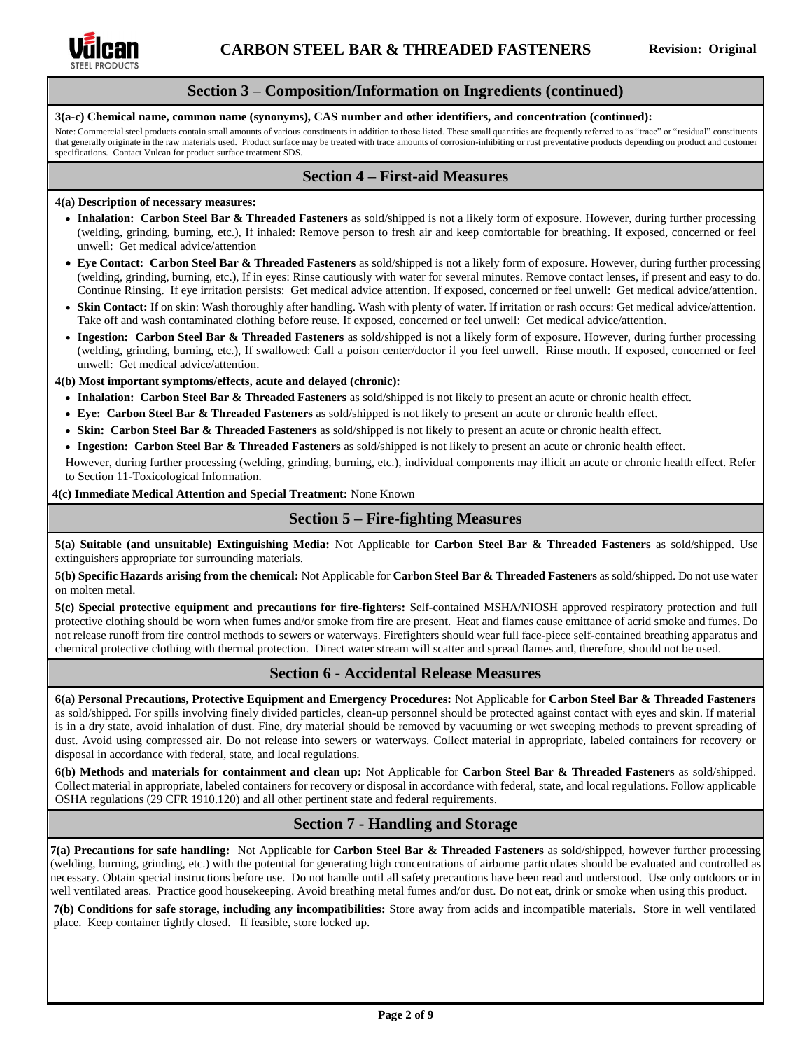## Section 3 – Composition/Information on Ingredients (continued)

**3(a-c) Chemical name, common name (synonyms), CAS number and other identifiers, and concentration (continued):**

Note: Commercial steel products contain small amounts of various constituents in addition to those listed. These small quantities are frequently referred to as "trace" or "residual" constituents that generally originate in the raw materials used. Product surface may be treated with trace amounts of corrosion-inhibiting or rust preventative products depending on product and customer specifications. Contact Vulcan for product surface treatment SDS.

## Section 4 – First-aid Measures

**4(a) Description of necessary measures:**

- **Inhalation: Carbon Steel Bar & Threaded Fasteners** as sold/shipped is not a likely form of exposure. However, during further processing (welding, grinding, burning, etc.), If inhaled: Remove person to fresh air and keep comfortable for breathing. If exposed, concerned or feel unwell: Get medical advice/attention
- **Eye Contact: Carbon Steel Bar & Threaded Fasteners** as sold/shipped is not a likely form of exposure. However, during further processing (welding, grinding, burning, etc.), If in eyes: Rinse cautiously with water for several minutes. Remove contact lenses, if present and easy to do. Continue Rinsing. If eye irritation persists: Get medical advice attention. If exposed, concerned or feel unwell: Get medical advice/attention.
- **Skin Contact:** If on skin: Wash thoroughly after handling. Wash with plenty of water. If irritation or rash occurs: Get medical advice/attention. Take off and wash contaminated clothing before reuse. If exposed, concerned or feel unwell: Get medical advice/attention.
- **Ingestion: Carbon Steel Bar & Threaded Fasteners** as sold/shipped is not a likely form of exposure. However, during further processing (welding, grinding, burning, etc.), If swallowed: Call a poison center/doctor if you feel unwell. Rinse mouth. If exposed, concerned or feel unwell: Get medical advice/attention.

**4(b) Most important symptoms/effects, acute and delayed (chronic):**

- **Inhalation: Carbon Steel Bar & Threaded Fasteners** as sold/shipped is not likely to present an acute or chronic health effect.
- **Eye: Carbon Steel Bar & Threaded Fasteners** as sold/shipped is not likely to present an acute or chronic health effect.
- **Skin: Carbon Steel Bar & Threaded Fasteners** as sold/shipped is not likely to present an acute or chronic health effect.
- **Ingestion: Carbon Steel Bar & Threaded Fasteners** as sold/shipped is not likely to present an acute or chronic health effect.

However, during further processing (welding, grinding, burning, etc.), individual components may illicit an acute or chronic health effect. Refer to Section 11-Toxicological Information.

**4(c) Immediate Medical Attention and Special Treatment:** None Known

## Section 5 – Fire-fighting Measures

**5(a) Suitable (and unsuitable) Extinguishing Media:** Not Applicable for **Carbon Steel Bar & Threaded Fasteners** as sold/shipped. Use extinguishers appropriate for surrounding materials.

**5(b) Specific Hazards arising from the chemical:** Not Applicable for **Carbon Steel Bar & Threaded Fasteners** as sold/shipped. Do not use water on molten metal.

**5(c) Special protective equipment and precautions for fire-fighters:** Self-contained MSHA/NIOSH approved respiratory protection and full protective clothing should be worn when fumes and/or smoke from fire are present. Heat and flames cause emittance of acrid smoke and fumes. Do not release runoff from fire control methods to sewers or waterways. Firefighters should wear full face-piece self-contained breathing apparatus and chemical protective clothing with thermal protection. Direct water stream will scatter and spread flames and, therefore, should not be used.

## Section 6 - Accidental Release Measures

**6(a) Personal Precautions, Protective Equipment and Emergency Procedures:** Not Applicable for **Carbon Steel Bar & Threaded Fasteners** as sold/shipped. For spills involving finely divided particles, clean-up personnel should be protected against contact with eyes and skin. If material is in a dry state, avoid inhalation of dust. Fine, dry material should be removed by vacuuming or wet sweeping methods to prevent spreading of dust. Avoid using compressed air. Do not release into sewers or waterways. Collect material in appropriate, labeled containers for recovery or disposal in accordance with federal, state, and local regulations.

**6(b) Methods and materials for containment and clean up:** Not Applicable for **Carbon Steel Bar & Threaded Fasteners** as sold/shipped. Collect material in appropriate, labeled containers for recovery or disposal in accordance with federal, state, and local regulations. Follow applicable OSHA regulations (29 CFR 1910.120) and all other pertinent state and federal requirements.

## Section 7 - Handling and Storage

**7(a) Precautions for safe handling:** Not Applicable for **Carbon Steel Bar & Threaded Fasteners** as sold/shipped, however further processing (welding, burning, grinding, etc.) with the potential for generating high concentrations of airborne particulates should be evaluated and controlled as necessary. Obtain special instructions before use. Do not handle until all safety precautions have been read and understood. Use only outdoors or in well ventilated areas. Practice good housekeeping. Avoid breathing metal fumes and/or dust. Do not eat, drink or smoke when using this product.

**7(b) Conditions for safe storage, including any incompatibilities:** Store away from acids and incompatible materials. Store in well ventilated place. Keep container tightly closed. If feasible, store locked up.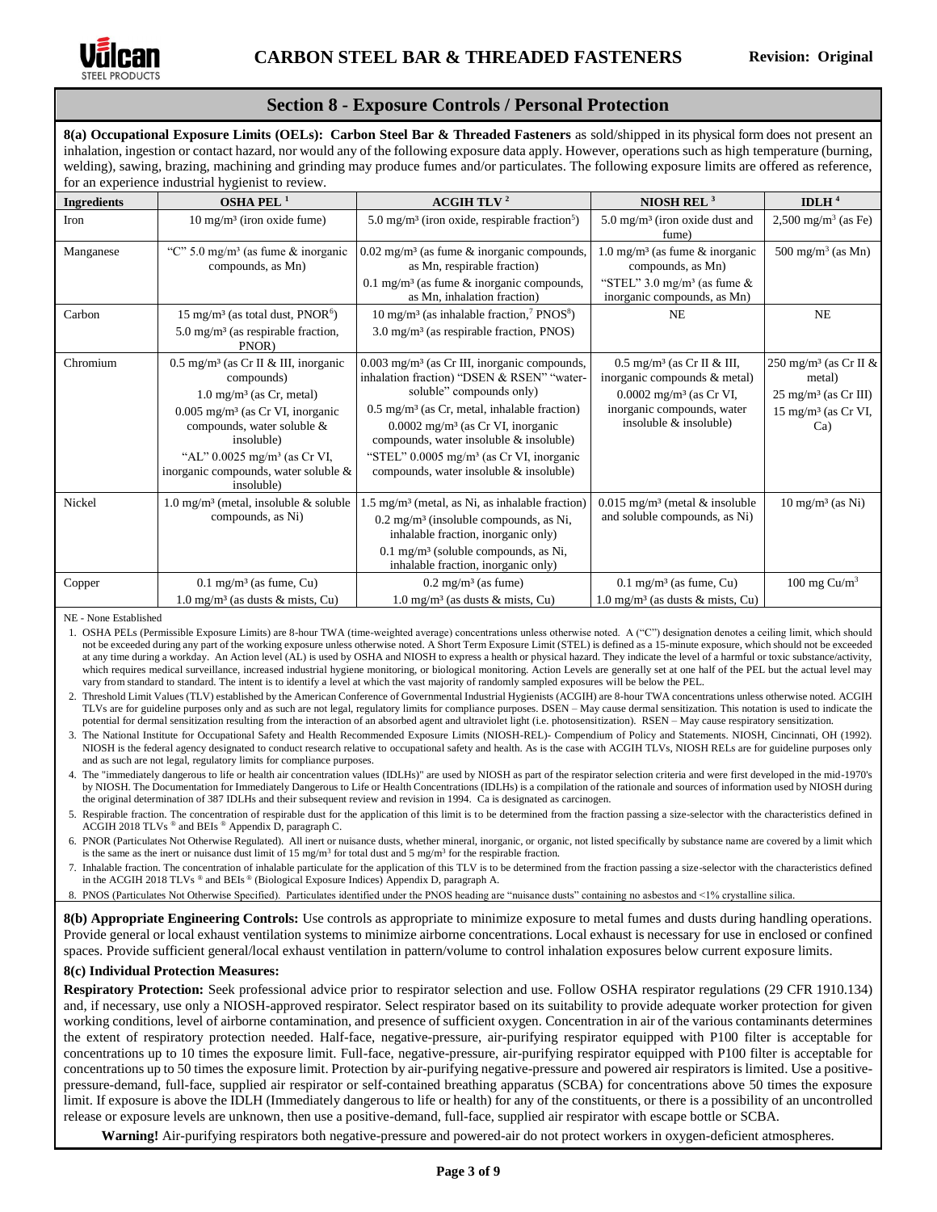## Section 8 - Exposure Controls / Personal Protection

**8(a) Occupational Exposure Limits (OELs): Carbon Steel Bar & Threaded Fasteners** as sold/shipped in its physical form does not present an inhalation, ingestion or contact hazard, nor would any of the following exposure data apply. However, operations such as high temperature (burning, welding), sawing, brazing, machining and grinding may produce fumes and/or particulates. The following exposure limits are offered as reference, for an experience industrial hygienist to review.

| Ingredients | OSHA PEL [1] | ACGIH TLV [2] | NIOSH REL [3] | IDLH [4] |
|---|---|---|---|---|
| Iron | 10 mg/m³ (iron oxide fume) | 5.0 mg/m³ (iron oxide, respirable fraction[5]) | 5.0 mg/m³ (iron oxide dust and fume) | 2,500 mg/m³ (as Fe) |
| Manganese | "C" 5.0 mg/m³ (as fume & inorganic compounds, as Mn) | 0.02 mg/m³ (as fume & inorganic compounds, as Mn, respirable fraction)<br>0.1 mg/m³ (as fume & inorganic compounds, as Mn, inhalation fraction) | 1.0 mg/m³ (as fume & inorganic compounds, as Mn)<br>"STEL" 3.0 mg/m³ (as fume & inorganic compounds, as Mn) | 500 mg/m³ (as Mn) |
| Carbon | 15 mg/m³ (as total dust, PNOR[6])<br>5.0 mg/m³ (as respirable fraction, PNOR) | 10 mg/m³ (as inhalable fraction,[7] PNOS[8])<br>3.0 mg/m³ (as respirable fraction, PNOS) | NE | NE |
| Chromium | 0.5 mg/m³ (as Cr II & III, inorganic compounds)<br>1.0 mg/m³ (as Cr, metal)<br>0.005 mg/m³ (as Cr VI, inorganic compounds, water soluble & insoluble)<br>"AL" 0.0025 mg/m³ (as Cr VI, inorganic compounds, water soluble & insoluble) | 0.003 mg/m³ (as Cr III, inorganic compounds, inhalation fraction) "DSEN & RSEN" "water-soluble" compounds only)<br>0.5 mg/m³ (as Cr, metal, inhalable fraction)<br>0.0002 mg/m³ (as Cr VI, inorganic compounds, water insoluble & insoluble)<br>"STEL" 0.0005 mg/m³ (as Cr VI, inorganic compounds, water insoluble & insoluble) | 0.5 mg/m³ (as Cr II & III, inorganic compounds & metal)<br>0.0002 mg/m³ (as Cr VI, inorganic compounds, water insoluble & insoluble) | 250 mg/m³ (as Cr II & metal)<br>25 mg/m³ (as Cr III)<br>15 mg/m³ (as Cr VI, Ca) |
| Nickel | 1.0 mg/m³ (metal, insoluble & soluble compounds, as Ni) | 1.5 mg/m³ (metal, as Ni, as inhalable fraction)<br>0.2 mg/m³ (insoluble compounds, as Ni, inhalable fraction, inorganic only)<br>0.1 mg/m³ (soluble compounds, as Ni, inhalable fraction, inorganic only) | 0.015 mg/m³ (metal & insoluble and soluble compounds, as Ni) | 10 mg/m³ (as Ni) |
| Copper | 0.1 mg/m³ (as fume, Cu)<br>1.0 mg/m³ (as dusts & mists, Cu) | 0.2 mg/m³ (as fume)<br>1.0 mg/m³ (as dusts & mists, Cu) | 0.1 mg/m³ (as fume, Cu)<br>1.0 mg/m³ (as dusts & mists, Cu) | 100 mg Cu/m³ |

NE - None Established

1. OSHA PELs (Permissible Exposure Limits) are 8-hour TWA (time-weighted average) concentrations unless otherwise noted. A ("C") designation denotes a ceiling limit, which should not be exceeded during any part of the working exposure unless otherwise noted. A Short Term Exposure Limit (STEL) is defined as a 15-minute exposure, which should not be exceeded at any time during a workday. An Action level (AL) is used by OSHA and NIOSH to express a health or physical hazard. They indicate the level of a harmful or toxic substance/activity, which requires medical surveillance, increased industrial hygiene monitoring, or biological monitoring. Action Levels are generally set at one half of the PEL but the actual level may vary from standard to standard. The intent is to identify a level at which the vast majority of randomly sampled exposures will be below the PEL.
2. Threshold Limit Values (TLV) established by the American Conference of Governmental Industrial Hygienists (ACGIH) are 8-hour TWA concentrations unless otherwise noted. ACGIH TLVs are for guideline purposes only and as such are not legal, regulatory limits for compliance purposes. DSEN – May cause dermal sensitization. This notation is used to indicate the potential for dermal sensitization resulting from the interaction of an absorbed agent and ultraviolet light (i.e. photosensitization). RSEN – May cause respiratory sensitization.
3. The National Institute for Occupational Safety and Health Recommended Exposure Limits (NIOSH-REL)- Compendium of Policy and Statements. NIOSH, Cincinnati, OH (1992). NIOSH is the federal agency designated to conduct research relative to occupational safety and health. As is the case with ACGIH TLVs, NIOSH RELs are for guideline purposes only and as such are not legal, regulatory limits for compliance purposes.
4. The "immediately dangerous to life or health air concentration values (IDLHs)" are used by NIOSH as part of the respirator selection criteria and were first developed in the mid-1970's by NIOSH. The Documentation for Immediately Dangerous to Life or Health Concentrations (IDLHs) is a compilation of the rationale and sources of information used by NIOSH during the original determination of 387 IDLHs and their subsequent review and revision in 1994. Ca is designated as carcinogen.
5. Respirable fraction. The concentration of respirable dust for the application of this limit is to be determined from the fraction passing a size-selector with the characteristics defined in ACGIH 2018 TLVs ® and BEIs ® Appendix D, paragraph C.
6. PNOR (Particulates Not Otherwise Regulated). All inert or nuisance dusts, whether mineral, inorganic, or organic, not listed specifically by substance name are covered by a limit which is the same as the inert or nuisance dust limit of 15 mg/m³ for total dust and 5 mg/m³ for the respirable fraction.
7. Inhalable fraction. The concentration of inhalable particulate for the application of this TLV is to be determined from the fraction passing a size-selector with the characteristics defined in the ACGIH 2018 TLVs ® and BEIs ® (Biological Exposure Indices) Appendix D, paragraph A.
8. PNOS (Particulates Not Otherwise Specified). Particulates identified under the PNOS heading are "nuisance dusts" containing no asbestos and <1% crystalline silica.

**8(b) Appropriate Engineering Controls:** Use controls as appropriate to minimize exposure to metal fumes and dusts during handling operations. Provide general or local exhaust ventilation systems to minimize airborne concentrations. Local exhaust is necessary for use in enclosed or confined spaces. Provide sufficient general/local exhaust ventilation in pattern/volume to control inhalation exposures below current exposure limits.

**8(c) Individual Protection Measures:**

**Respiratory Protection:** Seek professional advice prior to respirator selection and use. Follow OSHA respirator regulations (29 CFR 1910.134) and, if necessary, use only a NIOSH-approved respirator. Select respirator based on its suitability to provide adequate worker protection for given working conditions, level of airborne contamination, and presence of sufficient oxygen. Concentration in air of the various contaminants determines the extent of respiratory protection needed. Half-face, negative-pressure, air-purifying respirator equipped with P100 filter is acceptable for concentrations up to 10 times the exposure limit. Full-face, negative-pressure, air-purifying respirator equipped with P100 filter is acceptable for concentrations up to 50 times the exposure limit. Protection by air-purifying negative-pressure and powered air respirators is limited. Use a positive-pressure-demand, full-face, supplied air respirator or self-contained breathing apparatus (SCBA) for concentrations above 50 times the exposure limit. If exposure is above the IDLH (Immediately dangerous to life or health) for any of the constituents, or there is a possibility of an uncontrolled release or exposure levels are unknown, then use a positive-demand, full-face, supplied air respirator with escape bottle or SCBA.

**Warning!** Air-purifying respirators both negative-pressure and powered-air do not protect workers in oxygen-deficient atmospheres.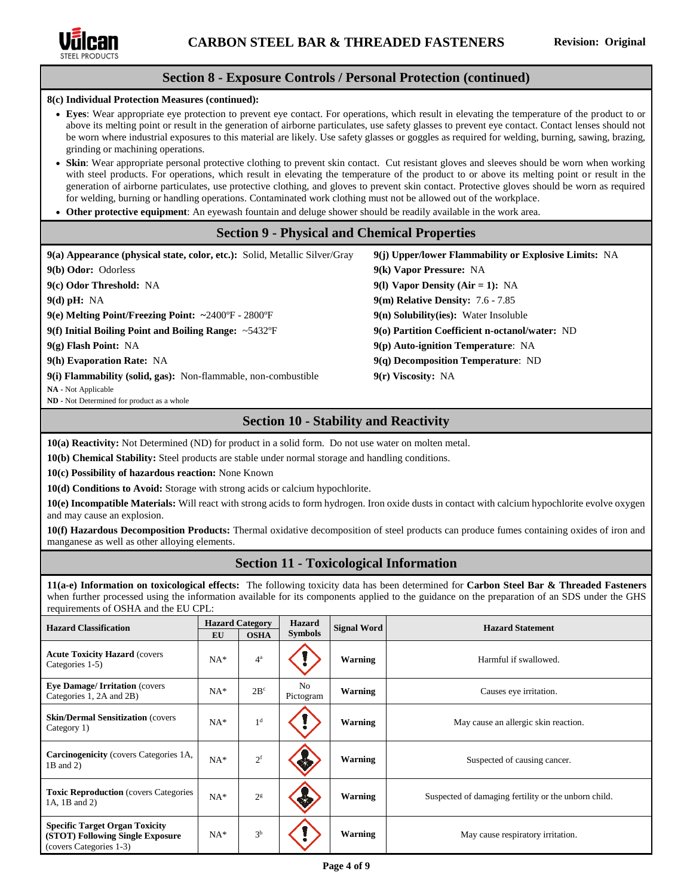## Section 8 - Exposure Controls / Personal Protection (continued)

**8(c) Individual Protection Measures (continued):**

- **Eyes**: Wear appropriate eye protection to prevent eye contact. For operations, which result in elevating the temperature of the product to or above its melting point or result in the generation of airborne particulates, use safety glasses to prevent eye contact. Contact lenses should not be worn where industrial exposures to this material are likely. Use safety glasses or goggles as required for welding, burning, sawing, brazing, grinding or machining operations.
- **Skin**: Wear appropriate personal protective clothing to prevent skin contact. Cut resistant gloves and sleeves should be worn when working with steel products. For operations, which result in elevating the temperature of the product to or above its melting point or result in the generation of airborne particulates, use protective clothing, and gloves to prevent skin contact. Protective gloves should be worn as required for welding, burning or handling operations. Contaminated work clothing must not be allowed out of the workplace.
- **Other protective equipment**: An eyewash fountain and deluge shower should be readily available in the work area.

## Section 9 - Physical and Chemical Properties

**9(a) Appearance (physical state, color, etc.):** Solid, Metallic Silver/Gray

**9(b) Odor:** Odorless

**9(c) Odor Threshold:** NA

**9(d) pH:** NA

**9(e) Melting Point/Freezing Point:** ~2400ºF - 2800ºF

**9(f) Initial Boiling Point and Boiling Range:** ~5432ºF

**9(g) Flash Point:** NA

**9(h) Evaporation Rate:** NA

**9(i) Flammability (solid, gas):** Non-flammable, non-combustible

**9(j) Upper/lower Flammability or Explosive Limits:** NA

**9(k) Vapor Pressure:** NA

**9(l) Vapor Density (Air = 1):** NA

**9(m) Relative Density:** 7.6 - 7.85

**9(n) Solubility(ies):** Water Insoluble

**9(o) Partition Coefficient n-octanol/water:** ND

**9(p) Auto-ignition Temperature**: NA

**9(q) Decomposition Temperature**: ND

**9(r) Viscosity:** NA

**NA** - Not Applicable

**ND** - Not Determined for product as a whole

## Section 10 - Stability and Reactivity

**10(a) Reactivity:** Not Determined (ND) for product in a solid form. Do not use water on molten metal.

**10(b) Chemical Stability:** Steel products are stable under normal storage and handling conditions.

**10(c) Possibility of hazardous reaction:** None Known

**10(d) Conditions to Avoid:** Storage with strong acids or calcium hypochlorite.

**10(e) Incompatible Materials:** Will react with strong acids to form hydrogen. Iron oxide dusts in contact with calcium hypochlorite evolve oxygen and may cause an explosion.

**10(f) Hazardous Decomposition Products:** Thermal oxidative decomposition of steel products can produce fumes containing oxides of iron and manganese as well as other alloying elements.

## Section 11 - Toxicological Information

**11(a-e) Information on toxicological effects:** The following toxicity data has been determined for **Carbon Steel Bar & Threaded Fasteners** when further processed using the information available for its components applied to the guidance on the preparation of an SDS under the GHS requirements of OSHA and the EU CPL:

| Hazard Classification | Hazard Category | | Hazard Symbols | Signal Word | Hazard Statement |
|---|---|---|---|---|---|
| | EU | OSHA | | | |
| **Acute Toxicity Hazard** (covers Categories 1-5) | NA* | 4[a] | | **Warning** | Harmful if swallowed. |
| **Eye Damage/ Irritation** (covers Categories 1, 2A and 2B) | NA* | 2B[c] | No Pictogram | **Warning** | Causes eye irritation. |
| **Skin/Dermal Sensitization** (covers Category 1) | NA* | 1[d] | | **Warning** | May cause an allergic skin reaction. |
| **Carcinogenicity** (covers Categories 1A, 1B and 2) | NA* | 2[f] | | **Warning** | Suspected of causing cancer. |
| **Toxic Reproduction** (covers Categories 1A, 1B and 2) | NA* | 2[g] | | **Warning** | Suspected of damaging fertility or the unborn child. |
| **Specific Target Organ Toxicity (STOT) Following Single Exposure** (covers Categories 1-3) | NA* | 3[h] | | **Warning** | May cause respiratory irritation. |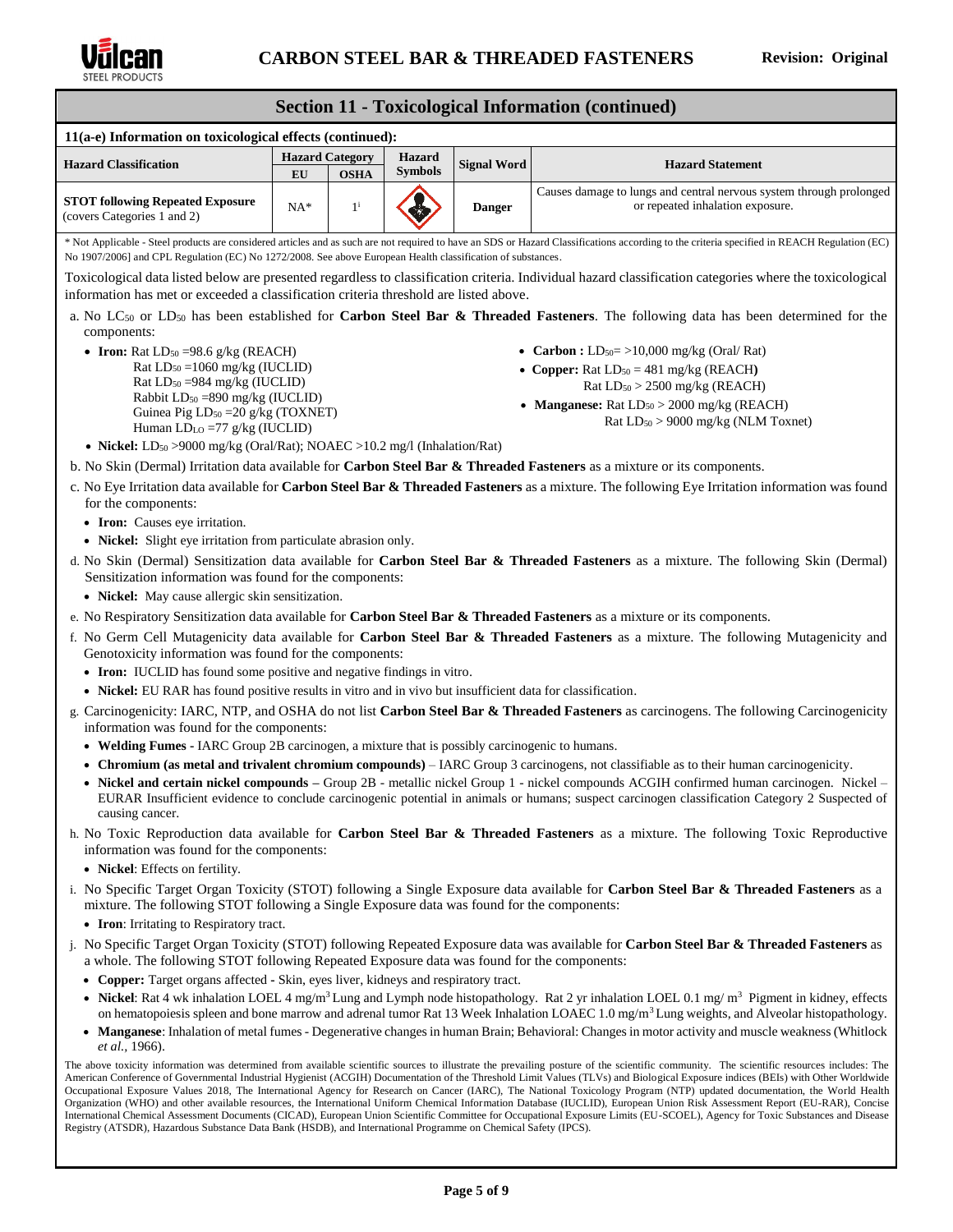## Section 11 - Toxicological Information (continued)

**11(a-e) Information on toxicological effects (continued):**

| Hazard Classification | Hazard Category | | Hazard Symbols | Signal Word | Hazard Statement |
|---|---|---|---|---|---|
| | EU | OSHA | | | |
| **STOT following Repeated Exposure** (covers Categories 1 and 2) | NA* | 1[i] | | **Danger** | Causes damage to lungs and central nervous system through prolonged or repeated inhalation exposure. |

\* Not Applicable - Steel products are considered articles and as such are not required to have an SDS or Hazard Classifications according to the criteria specified in REACH Regulation (EC) No 1907/2006] and CPL Regulation (EC) No 1272/2008. See above European Health classification of substances.

Toxicological data listed below are presented regardless to classification criteria. Individual hazard classification categories where the toxicological information has met or exceeded a classification criteria threshold are listed above.

a. No $LC_{50}$ or $LD_{50}$ has been established for **Carbon Steel Bar & Threaded Fasteners**. The following data has been determined for the components:
   - **Iron:** Rat $LD_{50}$ =98.6 g/kg (REACH)
     Rat $LD_{50}$ =1060 mg/kg (IUCLID)
     Rat $LD_{50}$ =984 mg/kg (IUCLID)
     Rabbit $LD_{50}$ =890 mg/kg (IUCLID)
     Guinea Pig $LD_{50}$ =20 g/kg (TOXNET)
     Human $LD_{LO}$ =77 g/kg (IUCLID)
   - **Carbon :** $LD_{50}$= >10,000 mg/kg (Oral/ Rat)
   - **Copper:** Rat $LD_{50}$ = 481 mg/kg (REACH)
     Rat $LD_{50}$ > 2500 mg/kg (REACH)
   - **Manganese:** Rat $LD_{50}$ > 2000 mg/kg (REACH)
     Rat $LD_{50}$ > 9000 mg/kg (NLM Toxnet)
   - **Nickel:** $LD_{50}$ >9000 mg/kg (Oral/Rat); NOAEC >10.2 mg/l (Inhalation/Rat)

b. No Skin (Dermal) Irritation data available for **Carbon Steel Bar & Threaded Fasteners** as a mixture or its components.

c. No Eye Irritation data available for **Carbon Steel Bar & Threaded Fasteners** as a mixture. The following Eye Irritation information was found for the components:
   - **Iron:** Causes eye irritation.
   - **Nickel:** Slight eye irritation from particulate abrasion only.

d. No Skin (Dermal) Sensitization data available for **Carbon Steel Bar & Threaded Fasteners** as a mixture. The following Skin (Dermal) Sensitization information was found for the components:
   - **Nickel:** May cause allergic skin sensitization.

e. No Respiratory Sensitization data available for **Carbon Steel Bar & Threaded Fasteners** as a mixture or its components.

f. No Germ Cell Mutagenicity data available for **Carbon Steel Bar & Threaded Fasteners** as a mixture. The following Mutagenicity and Genotoxicity information was found for the components:
   - **Iron:** IUCLID has found some positive and negative findings in vitro.
   - **Nickel:** EU RAR has found positive results in vitro and in vivo but insufficient data for classification.

g. Carcinogenicity: IARC, NTP, and OSHA do not list **Carbon Steel Bar & Threaded Fasteners** as carcinogens. The following Carcinogenicity information was found for the components:
   - **Welding Fumes -** IARC Group 2B carcinogen, a mixture that is possibly carcinogenic to humans.
   - **Chromium (as metal and trivalent chromium compounds)** – IARC Group 3 carcinogens, not classifiable as to their human carcinogenicity.
   - **Nickel and certain nickel compounds –** Group 2B - metallic nickel Group 1 - nickel compounds ACGIH confirmed human carcinogen. Nickel – EURAR Insufficient evidence to conclude carcinogenic potential in animals or humans; suspect carcinogen classification Category 2 Suspected of causing cancer.

h. No Toxic Reproduction data available for **Carbon Steel Bar & Threaded Fasteners** as a mixture. The following Toxic Reproductive information was found for the components:
   - **Nickel**: Effects on fertility.

i. No Specific Target Organ Toxicity (STOT) following a Single Exposure data available for **Carbon Steel Bar & Threaded Fasteners** as a mixture. The following STOT following a Single Exposure data was found for the components:
   - **Iron**: Irritating to Respiratory tract.

j. No Specific Target Organ Toxicity (STOT) following Repeated Exposure data was available for **Carbon Steel Bar & Threaded Fasteners** as a whole. The following STOT following Repeated Exposure data was found for the components:
   - **Copper:** Target organs affected - Skin, eyes liver, kidneys and respiratory tract.
   - **Nickel**: Rat 4 wk inhalation LOEL 4 $mg/m^3$ Lung and Lymph node histopathology. Rat 2 yr inhalation LOEL 0.1 $mg/m^3$ Pigment in kidney, effects on hematopoiesis spleen and bone marrow and adrenal tumor Rat 13 Week Inhalation LOAEC 1.0 $mg/m^3$ Lung weights, and Alveolar histopathology.
   - **Manganese**: Inhalation of metal fumes - Degenerative changes in human Brain; Behavioral: Changes in motor activity and muscle weakness (Whitlock *et al.*, 1966).

The above toxicity information was determined from available scientific sources to illustrate the prevailing posture of the scientific community. The scientific resources includes: The American Conference of Governmental Industrial Hygienist (ACGIH) Documentation of the Threshold Limit Values (TLVs) and Biological Exposure indices (BEIs) with Other Worldwide Occupational Exposure Values 2018, The International Agency for Research on Cancer (IARC), The National Toxicology Program (NTP) updated documentation, the World Health Organization (WHO) and other available resources, the International Uniform Chemical Information Database (IUCLID), European Union Risk Assessment Report (EU-RAR), Concise International Chemical Assessment Documents (CICAD), European Union Scientific Committee for Occupational Exposure Limits (EU-SCOEL), Agency for Toxic Substances and Disease Registry (ATSDR), Hazardous Substance Data Bank (HSDB), and International Programme on Chemical Safety (IPCS).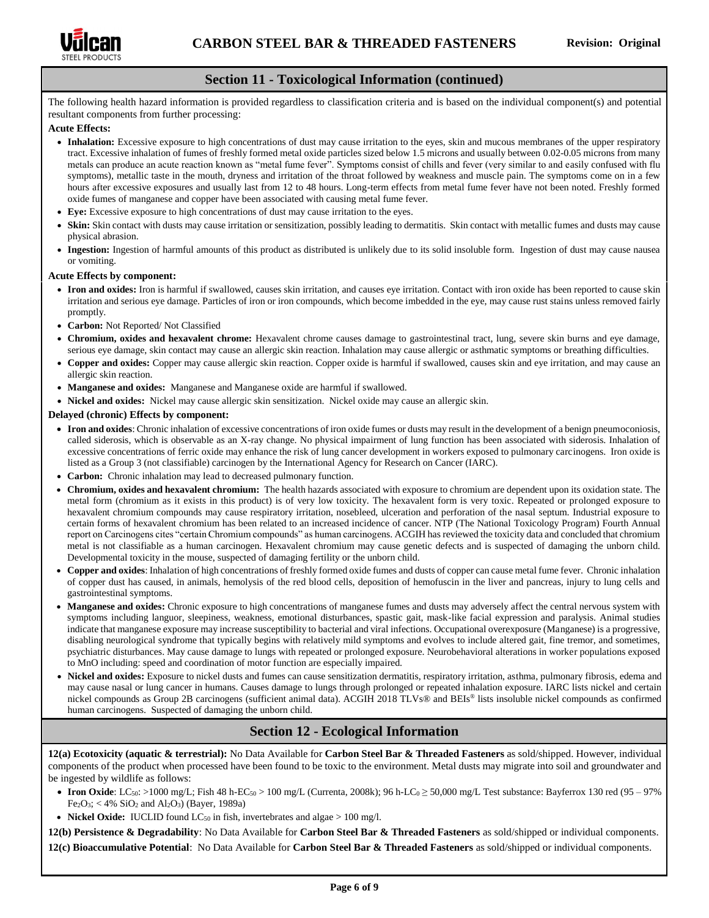## Section 11 - Toxicological Information (continued)

The following health hazard information is provided regardless to classification criteria and is based on the individual component(s) and potential resultant components from further processing:

**Acute Effects:**

- **Inhalation:** Excessive exposure to high concentrations of dust may cause irritation to the eyes, skin and mucous membranes of the upper respiratory tract. Excessive inhalation of fumes of freshly formed metal oxide particles sized below 1.5 microns and usually between 0.02-0.05 microns from many metals can produce an acute reaction known as "metal fume fever". Symptoms consist of chills and fever (very similar to and easily confused with flu symptoms), metallic taste in the mouth, dryness and irritation of the throat followed by weakness and muscle pain. The symptoms come on in a few hours after excessive exposures and usually last from 12 to 48 hours. Long-term effects from metal fume fever have not been noted. Freshly formed oxide fumes of manganese and copper have been associated with causing metal fume fever.
- **Eye:** Excessive exposure to high concentrations of dust may cause irritation to the eyes.
- **Skin:** Skin contact with dusts may cause irritation or sensitization, possibly leading to dermatitis. Skin contact with metallic fumes and dusts may cause physical abrasion.
- **Ingestion:** Ingestion of harmful amounts of this product as distributed is unlikely due to its solid insoluble form. Ingestion of dust may cause nausea or vomiting.

**Acute Effects by component:**

- **Iron and oxides:** Iron is harmful if swallowed, causes skin irritation, and causes eye irritation. Contact with iron oxide has been reported to cause skin irritation and serious eye damage. Particles of iron or iron compounds, which become imbedded in the eye, may cause rust stains unless removed fairly promptly.
- **Carbon:** Not Reported/ Not Classified
- **Chromium, oxides and hexavalent chrome:** Hexavalent chrome causes damage to gastrointestinal tract, lung, severe skin burns and eye damage, serious eye damage, skin contact may cause an allergic skin reaction. Inhalation may cause allergic or asthmatic symptoms or breathing difficulties.
- **Copper and oxides:** Copper may cause allergic skin reaction. Copper oxide is harmful if swallowed, causes skin and eye irritation, and may cause an allergic skin reaction.
- **Manganese and oxides:** Manganese and Manganese oxide are harmful if swallowed.
- **Nickel and oxides:** Nickel may cause allergic skin sensitization. Nickel oxide may cause an allergic skin.

**Delayed (chronic) Effects by component:**

- **Iron and oxides**: Chronic inhalation of excessive concentrations of iron oxide fumes or dusts may result in the development of a benign pneumoconiosis, called siderosis, which is observable as an X-ray change. No physical impairment of lung function has been associated with siderosis. Inhalation of excessive concentrations of ferric oxide may enhance the risk of lung cancer development in workers exposed to pulmonary carcinogens. Iron oxide is listed as a Group 3 (not classifiable) carcinogen by the International Agency for Research on Cancer (IARC).
- **Carbon:** Chronic inhalation may lead to decreased pulmonary function.
- **Chromium, oxides and hexavalent chromium:** The health hazards associated with exposure to chromium are dependent upon its oxidation state. The metal form (chromium as it exists in this product) is of very low toxicity. The hexavalent form is very toxic. Repeated or prolonged exposure to hexavalent chromium compounds may cause respiratory irritation, nosebleed, ulceration and perforation of the nasal septum. Industrial exposure to certain forms of hexavalent chromium has been related to an increased incidence of cancer. NTP (The National Toxicology Program) Fourth Annual report on Carcinogens cites "certain Chromium compounds" as human carcinogens. ACGIH has reviewed the toxicity data and concluded that chromium metal is not classifiable as a human carcinogen. Hexavalent chromium may cause genetic defects and is suspected of damaging the unborn child. Developmental toxicity in the mouse, suspected of damaging fertility or the unborn child.
- **Copper and oxides**: Inhalation of high concentrations of freshly formed oxide fumes and dusts of copper can cause metal fume fever. Chronic inhalation of copper dust has caused, in animals, hemolysis of the red blood cells, deposition of hemofuscin in the liver and pancreas, injury to lung cells and gastrointestinal symptoms.
- **Manganese and oxides:** Chronic exposure to high concentrations of manganese fumes and dusts may adversely affect the central nervous system with symptoms including languor, sleepiness, weakness, emotional disturbances, spastic gait, mask-like facial expression and paralysis. Animal studies indicate that manganese exposure may increase susceptibility to bacterial and viral infections. Occupational overexposure (Manganese) is a progressive, disabling neurological syndrome that typically begins with relatively mild symptoms and evolves to include altered gait, fine tremor, and sometimes, psychiatric disturbances. May cause damage to lungs with repeated or prolonged exposure. Neurobehavioral alterations in worker populations exposed to MnO including: speed and coordination of motor function are especially impaired.
- **Nickel and oxides:** Exposure to nickel dusts and fumes can cause sensitization dermatitis, respiratory irritation, asthma, pulmonary fibrosis, edema and may cause nasal or lung cancer in humans. Causes damage to lungs through prolonged or repeated inhalation exposure. IARC lists nickel and certain nickel compounds as Group 2B carcinogens (sufficient animal data). ACGIH 2018 TLVs® and BEIs® lists insoluble nickel compounds as confirmed human carcinogens. Suspected of damaging the unborn child.

## Section 12 - Ecological Information

**12(a) Ecotoxicity (aquatic & terrestrial):** No Data Available for **Carbon Steel Bar & Threaded Fasteners** as sold/shipped. However, individual components of the product when processed have been found to be toxic to the environment. Metal dusts may migrate into soil and groundwater and be ingested by wildlife as follows:

- **Iron Oxide**: $LC_{50}$: >1000 mg/L; Fish 48 h-$EC_{50}$ > 100 mg/L (Currenta, 2008k); 96 h-$LC_0 \geq$ 50,000 mg/L Test substance: Bayferrox 130 red (95 – 97% $Fe_2O_3$; < 4% $SiO_2$ and $Al_2O_3$) (Bayer, 1989a)
- **Nickel Oxide:** IUCLID found $LC_{50}$ in fish, invertebrates and algae > 100 mg/l.

**12(b) Persistence & Degradability**: No Data Available for **Carbon Steel Bar & Threaded Fasteners** as sold/shipped or individual components.

**12(c) Bioaccumulative Potential**: No Data Available for **Carbon Steel Bar & Threaded Fasteners** as sold/shipped or individual components.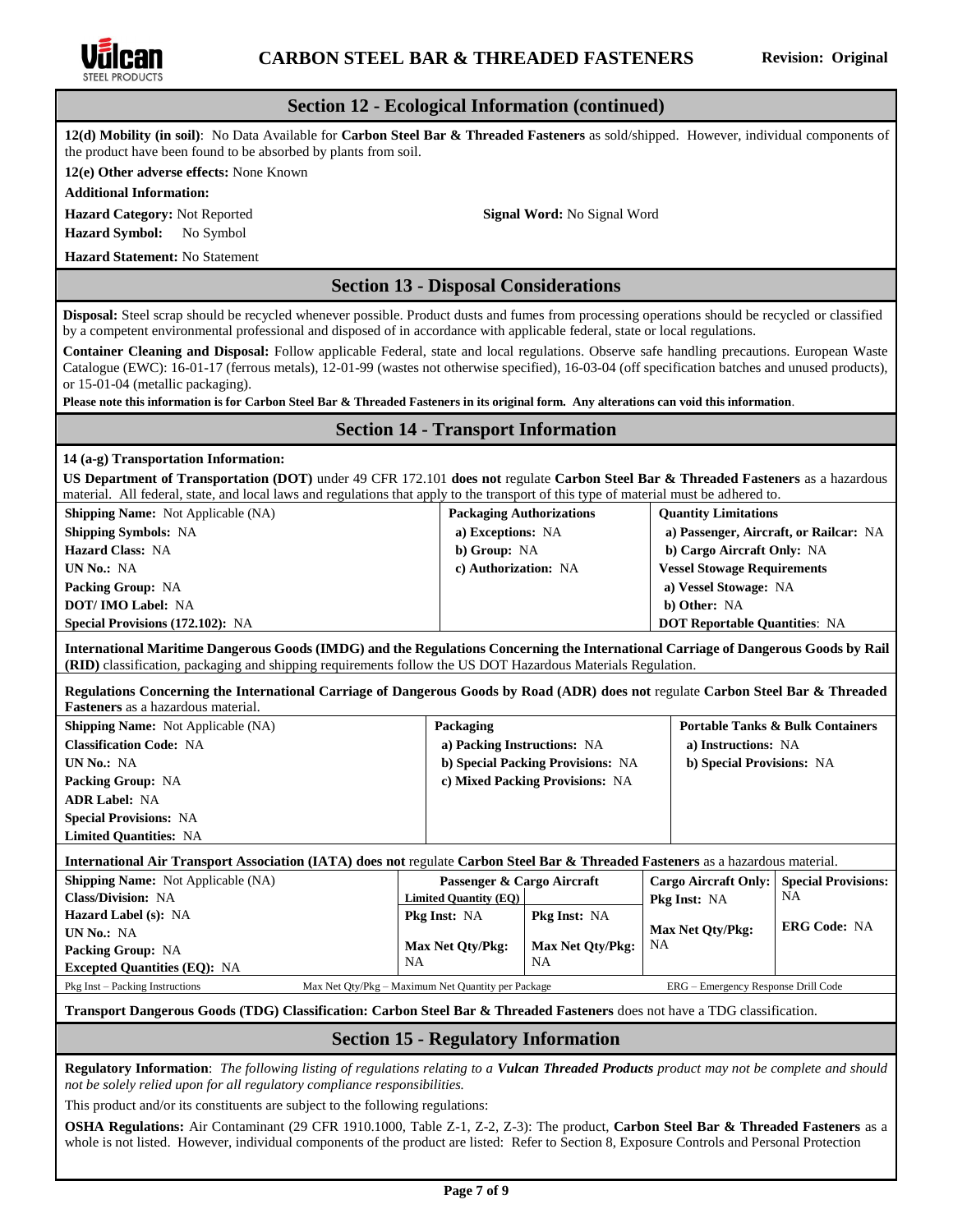## Section 12 - Ecological Information (continued)

**12(d) Mobility (in soil)**: No Data Available for **Carbon Steel Bar & Threaded Fasteners** as sold/shipped. However, individual components of the product have been found to be absorbed by plants from soil.

**12(e) Other adverse effects:** None Known

**Additional Information:**

**Hazard Category:** Not Reported

**Signal Word:** No Signal Word

**Hazard Symbol:** No Symbol

**Hazard Statement:** No Statement

## Section 13 - Disposal Considerations

**Disposal:** Steel scrap should be recycled whenever possible. Product dusts and fumes from processing operations should be recycled or classified by a competent environmental professional and disposed of in accordance with applicable federal, state or local regulations.

**Container Cleaning and Disposal:** Follow applicable Federal, state and local regulations. Observe safe handling precautions. European Waste Catalogue (EWC): 16-01-17 (ferrous metals), 12-01-99 (wastes not otherwise specified), 16-03-04 (off specification batches and unused products), or 15-01-04 (metallic packaging).

**Please note this information is for Carbon Steel Bar & Threaded Fasteners in its original form. Any alterations can void this information.**

## Section 14 - Transport Information

**14 (a-g) Transportation Information:**

**US Department of Transportation (DOT)** under 49 CFR 172.101 **does not** regulate **Carbon Steel Bar & Threaded Fasteners** as a hazardous material. All federal, state, and local laws and regulations that apply to the transport of this type of material must be adhered to.

| | | |
|---|---|---|
| **Shipping Name:** Not Applicable (NA) | **Packaging Authorizations** | **Quantity Limitations** |
| **Shipping Symbols:** NA | **a) Exceptions:** NA | **a) Passenger, Aircraft, or Railcar:** NA |
| **Hazard Class:** NA | **b) Group:** NA | **b) Cargo Aircraft Only:** NA |
| **UN No.:** NA | **c) Authorization:** NA | **Vessel Stowage Requirements** |
| **Packing Group:** NA | | **a) Vessel Stowage:** NA |
| **DOT/ IMO Label:** NA | | **b) Other:** NA |
| **Special Provisions (172.102):** NA | | **DOT Reportable Quantities**: NA |

**International Maritime Dangerous Goods (IMDG) and the Regulations Concerning the International Carriage of Dangerous Goods by Rail (RID)** classification, packaging and shipping requirements follow the US DOT Hazardous Materials Regulation.

**Regulations Concerning the International Carriage of Dangerous Goods by Road (ADR) does not** regulate **Carbon Steel Bar & Threaded Fasteners** as a hazardous material.

| | | |
|---|---|---|
| **Shipping Name:** Not Applicable (NA) | **Packaging** | **Portable Tanks & Bulk Containers** |
| **Classification Code:** NA | **a) Packing Instructions:** NA | **a) Instructions:** NA |
| **UN No.:** NA | **b) Special Packing Provisions:** NA | **b) Special Provisions:** NA |
| **Packing Group:** NA | **c) Mixed Packing Provisions:** NA | |
| **ADR Label:** NA | | |
| **Special Provisions:** NA | | |
| **Limited Quantities:** NA | | |

**International Air Transport Association (IATA) does not** regulate **Carbon Steel Bar & Threaded Fasteners** as a hazardous material.

| | Passenger & Cargo Aircraft | | Cargo Aircraft Only: | Special Provisions: |
|---|---|---|---|---|
| **Shipping Name:** Not Applicable (NA) | **Limited Quantity (EQ)** | | **Pkg Inst:** NA | NA |
| **Class/Division:** NA | **Pkg Inst:** NA | **Pkg Inst:** NA | | |
| **Hazard Label (s):** NA | | | **Max Net Qty/Pkg:** NA | **ERG Code:** NA |
| **UN No.:** NA | **Max Net Qty/Pkg:** NA | **Max Net Qty/Pkg:** NA | | |
| **Packing Group:** NA | | | | |
| **Excepted Quantities (EQ):** NA | | | | |

Pkg Inst – Packing Instructions    Max Net Qty/Pkg – Maximum Net Quantity per Package    ERG – Emergency Response Drill Code

**Transport Dangerous Goods (TDG) Classification: Carbon Steel Bar & Threaded Fasteners** does not have a TDG classification.

## Section 15 - Regulatory Information

**Regulatory Information**: *The following listing of regulations relating to a **Vulcan Threaded Products** product may not be complete and should not be solely relied upon for all regulatory compliance responsibilities.*

This product and/or its constituents are subject to the following regulations:

**OSHA Regulations:** Air Contaminant (29 CFR 1910.1000, Table Z-1, Z-2, Z-3): The product, **Carbon Steel Bar & Threaded Fasteners** as a whole is not listed. However, individual components of the product are listed: Refer to Section 8, Exposure Controls and Personal Protection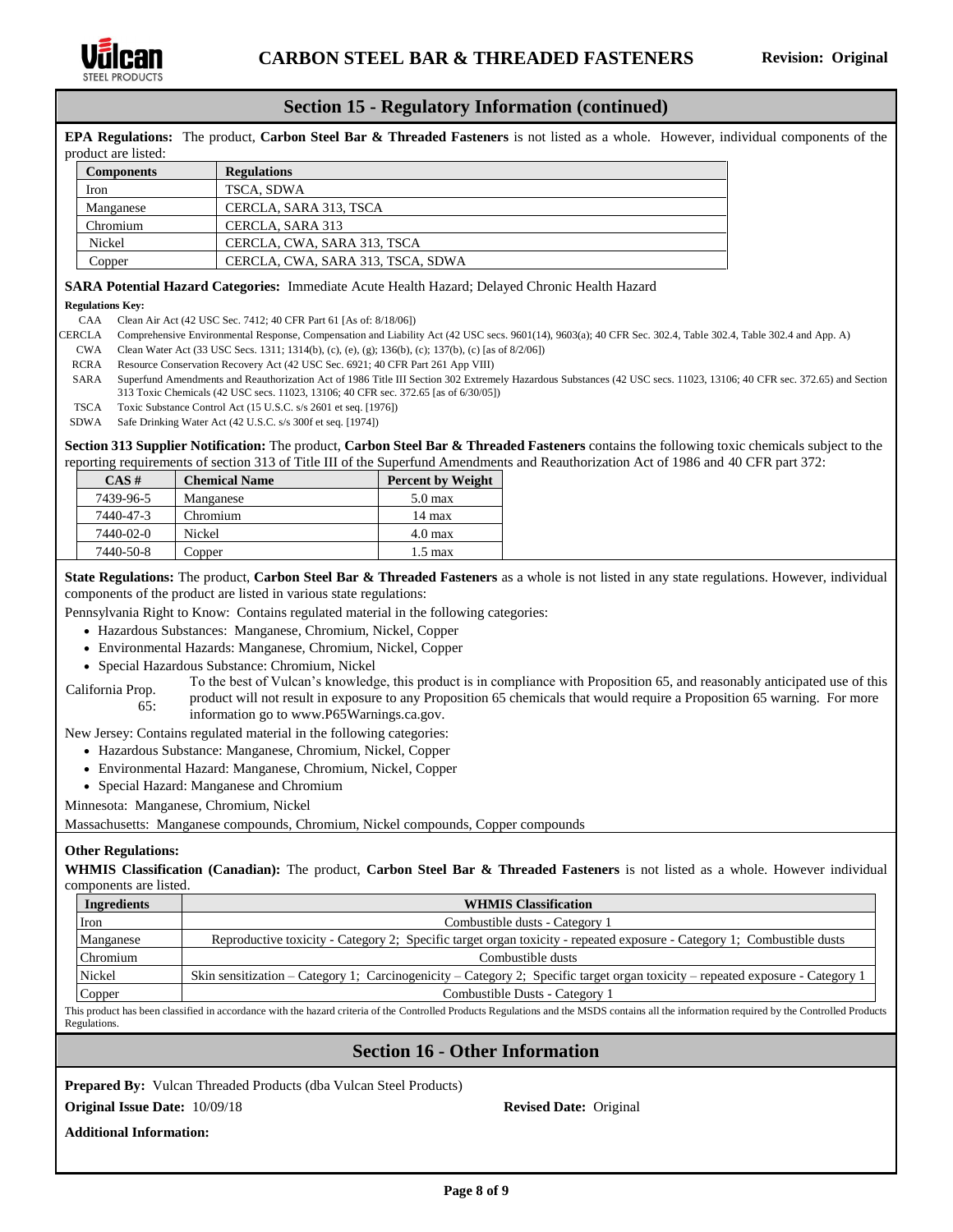## Section 15 - Regulatory Information (continued)

**EPA Regulations:** The product, **Carbon Steel Bar & Threaded Fasteners** is not listed as a whole. However, individual components of the product are listed:

| Components | Regulations |
|---|---|
| Iron | TSCA, SDWA |
| Manganese | CERCLA, SARA 313, TSCA |
| Chromium | CERCLA, SARA 313 |
| Nickel | CERCLA, CWA, SARA 313, TSCA |
| Copper | CERCLA, CWA, SARA 313, TSCA, SDWA |

**SARA Potential Hazard Categories:** Immediate Acute Health Hazard; Delayed Chronic Health Hazard

**Regulations Key:**

- CAA Clean Air Act (42 USC Sec. 7412; 40 CFR Part 61 [As of: 8/18/06])
- CERCLA Comprehensive Environmental Response, Compensation and Liability Act (42 USC secs. 9601(14), 9603(a); 40 CFR Sec. 302.4, Table 302.4, Table 302.4 and App. A)
- CWA Clean Water Act (33 USC Secs. 1311; 1314(b), (c), (e), (g); 136(b), (c); 137(b), (c) [as of 8/2/06])
- RCRA Resource Conservation Recovery Act (42 USC Sec. 6921; 40 CFR Part 261 App VIII)
- SARA Superfund Amendments and Reauthorization Act of 1986 Title III Section 302 Extremely Hazardous Substances (42 USC secs. 11023, 13106; 40 CFR sec. 372.65) and Section 313 Toxic Chemicals (42 USC secs. 11023, 13106; 40 CFR sec. 372.65 [as of 6/30/05])
- TSCA Toxic Substance Control Act (15 U.S.C. s/s 2601 et seq. [1976])
- SDWA Safe Drinking Water Act (42 U.S.C. s/s 300f et seq. [1974])

**Section 313 Supplier Notification:** The product, **Carbon Steel Bar & Threaded Fasteners** contains the following toxic chemicals subject to the reporting requirements of section 313 of Title III of the Superfund Amendments and Reauthorization Act of 1986 and 40 CFR part 372:

| CAS # | Chemical Name | Percent by Weight |
|---|---|---|
| 7439-96-5 | Manganese | 5.0 max |
| 7440-47-3 | Chromium | 14 max |
| 7440-02-0 | Nickel | 4.0 max |
| 7440-50-8 | Copper | 1.5 max |

**State Regulations:** The product, **Carbon Steel Bar & Threaded Fasteners** as a whole is not listed in any state regulations. However, individual components of the product are listed in various state regulations:

Pennsylvania Right to Know: Contains regulated material in the following categories:

- Hazardous Substances: Manganese, Chromium, Nickel, Copper
- Environmental Hazards: Manganese, Chromium, Nickel, Copper
- Special Hazardous Substance: Chromium, Nickel

California Prop. 65: To the best of Vulcan's knowledge, this product is in compliance with Proposition 65, and reasonably anticipated use of this product will not result in exposure to any Proposition 65 chemicals that would require a Proposition 65 warning. For more information go to www.P65Warnings.ca.gov.

New Jersey: Contains regulated material in the following categories:

- Hazardous Substance: Manganese, Chromium, Nickel, Copper
- Environmental Hazard: Manganese, Chromium, Nickel, Copper
- Special Hazard: Manganese and Chromium

Minnesota: Manganese, Chromium, Nickel

Massachusetts: Manganese compounds, Chromium, Nickel compounds, Copper compounds

**Other Regulations:**

**WHMIS Classification (Canadian):** The product, **Carbon Steel Bar & Threaded Fasteners** is not listed as a whole. However individual components are listed.

| Ingredients | WHMIS Classification |
|---|---|
| Iron | Combustible dusts - Category 1 |
| Manganese | Reproductive toxicity - Category 2; Specific target organ toxicity - repeated exposure - Category 1; Combustible dusts |
| Chromium | Combustible dusts |
| Nickel | Skin sensitization – Category 1; Carcinogenicity – Category 2; Specific target organ toxicity – repeated exposure - Category 1 |
| Copper | Combustible Dusts - Category 1 |

This product has been classified in accordance with the hazard criteria of the Controlled Products Regulations and the MSDS contains all the information required by the Controlled Products Regulations.

## Section 16 - Other Information

**Prepared By:** Vulcan Threaded Products (dba Vulcan Steel Products)

**Original Issue Date:** 10/09/18

**Revised Date:** Original

**Additional Information:**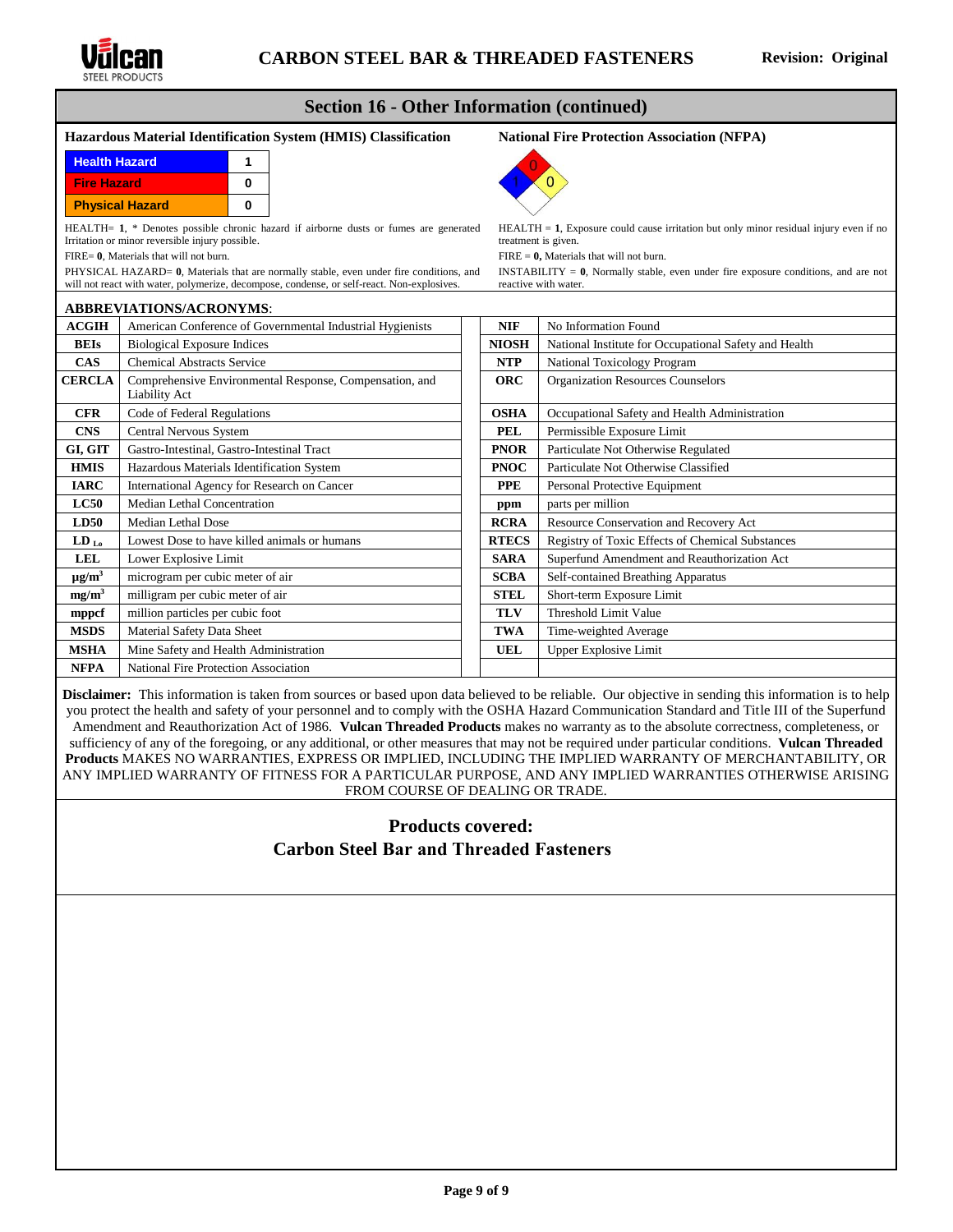## Section 16 - Other Information (continued)

### Hazardous Material Identification System (HMIS) Classification

| | |
|---|---|
| Health Hazard | 1 |
| Fire Hazard | 0 |
| Physical Hazard | 0 |

HEALTH= **1**, * Denotes possible chronic hazard if airborne dusts or fumes are generated Irritation or minor reversible injury possible.

FIRE= **0**, Materials that will not burn.

PHYSICAL HAZARD= **0**, Materials that are normally stable, even under fire conditions, and will not react with water, polymerize, decompose, condense, or self-react. Non-explosives.

### National Fire Protection Association (NFPA)

0
1
0

HEALTH = **1**, Exposure could cause irritation but only minor residual injury even if no treatment is given.

FIRE = **0,** Materials that will not burn.

INSTABILITY = **0**, Normally stable, even under fire exposure conditions, and are not reactive with water.

**ABBREVIATIONS/ACRONYMS**:

| | | | |
|---|---|---|---|
| **ACGIH** | American Conference of Governmental Industrial Hygienists | **NIF** | No Information Found |
| **BEIs** | Biological Exposure Indices | **NIOSH** | National Institute for Occupational Safety and Health |
| **CAS** | Chemical Abstracts Service | **NTP** | National Toxicology Program |
| **CERCLA** | Comprehensive Environmental Response, Compensation, and Liability Act | **ORC** | Organization Resources Counselors |
| **CFR** | Code of Federal Regulations | **OSHA** | Occupational Safety and Health Administration |
| **CNS** | Central Nervous System | **PEL** | Permissible Exposure Limit |
| **GI, GIT** | Gastro-Intestinal, Gastro-Intestinal Tract | **PNOR** | Particulate Not Otherwise Regulated |
| **HMIS** | Hazardous Materials Identification System | **PNOC** | Particulate Not Otherwise Classified |
| **IARC** | International Agency for Research on Cancer | **PPE** | Personal Protective Equipment |
| **LC50** | Median Lethal Concentration | **ppm** | parts per million |
| **LD50** | Median Lethal Dose | **RCRA** | Resource Conservation and Recovery Act |
| **$LD_{Lo}$** | Lowest Dose to have killed animals or humans | **RTECS** | Registry of Toxic Effects of Chemical Substances |
| **LEL** | Lower Explosive Limit | **SARA** | Superfund Amendment and Reauthorization Act |
| **$\mu g/m^3$** | microgram per cubic meter of air | **SCBA** | Self-contained Breathing Apparatus |
| **$mg/m^3$** | milligram per cubic meter of air | **STEL** | Short-term Exposure Limit |
| **mppcf** | million particles per cubic foot | **TLV** | Threshold Limit Value |
| **MSDS** | Material Safety Data Sheet | **TWA** | Time-weighted Average |
| **MSHA** | Mine Safety and Health Administration | **UEL** | Upper Explosive Limit |
| **NFPA** | National Fire Protection Association | | |

**Disclaimer:** This information is taken from sources or based upon data believed to be reliable. Our objective in sending this information is to help you protect the health and safety of your personnel and to comply with the OSHA Hazard Communication Standard and Title III of the Superfund Amendment and Reauthorization Act of 1986. **Vulcan Threaded Products** makes no warranty as to the absolute correctness, completeness, or sufficiency of any of the foregoing, or any additional, or other measures that may not be required under particular conditions. **Vulcan Threaded Products** MAKES NO WARRANTIES, EXPRESS OR IMPLIED, INCLUDING THE IMPLIED WARRANTY OF MERCHANTABILITY, OR ANY IMPLIED WARRANTY OF FITNESS FOR A PARTICULAR PURPOSE, AND ANY IMPLIED WARRANTIES OTHERWISE ARISING FROM COURSE OF DEALING OR TRADE.

**Products covered:**
**Carbon Steel Bar and Threaded Fasteners**